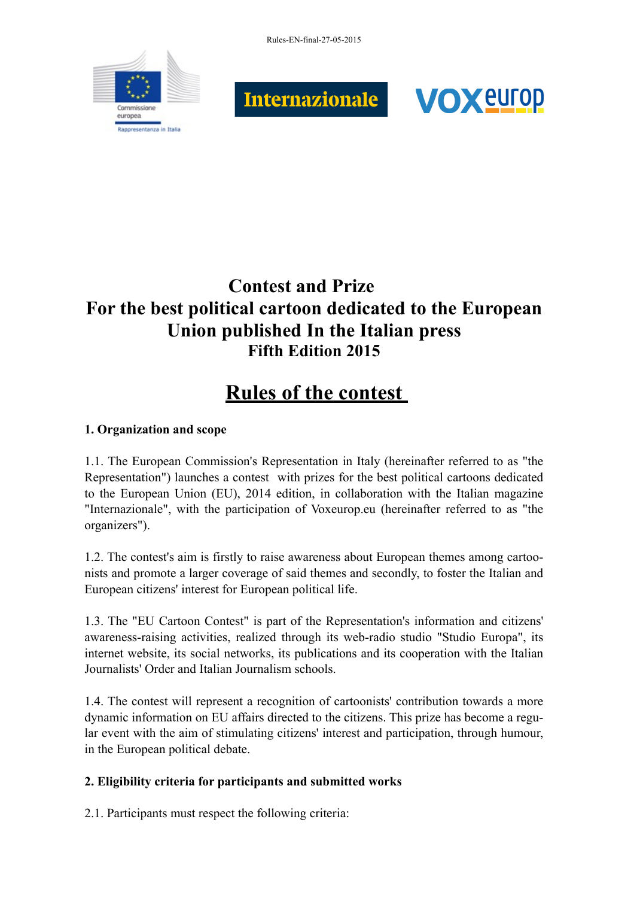Rules-EN-final-27-05-2015

# Contest and Prize
# For the best political cartoon dedicated to the European Union published In the Italian press
## Fifth Edition 2015

# Rules of the contest

**1. Organization and scope**

1.1. The European Commission's Representation in Italy (hereinafter referred to as "the Representation") launches a contest with prizes for the best political cartoons dedicated to the European Union (EU), 2014 edition, in collaboration with the Italian magazine "Internazionale", with the participation of Voxeurop.eu (hereinafter referred to as "the organizers").

1.2. The contest's aim is firstly to raise awareness about European themes among cartoonists and promote a larger coverage of said themes and secondly, to foster the Italian and European citizens' interest for European political life.

1.3. The "EU Cartoon Contest" is part of the Representation's information and citizens' awareness-raising activities, realized through its web-radio studio "Studio Europa", its internet website, its social networks, its publications and its cooperation with the Italian Journalists' Order and Italian Journalism schools.

1.4. The contest will represent a recognition of cartoonists' contribution towards a more dynamic information on EU affairs directed to the citizens. This prize has become a regular event with the aim of stimulating citizens' interest and participation, through humour, in the European political debate.

**2. Eligibility criteria for participants and submitted works**

2.1. Participants must respect the following criteria: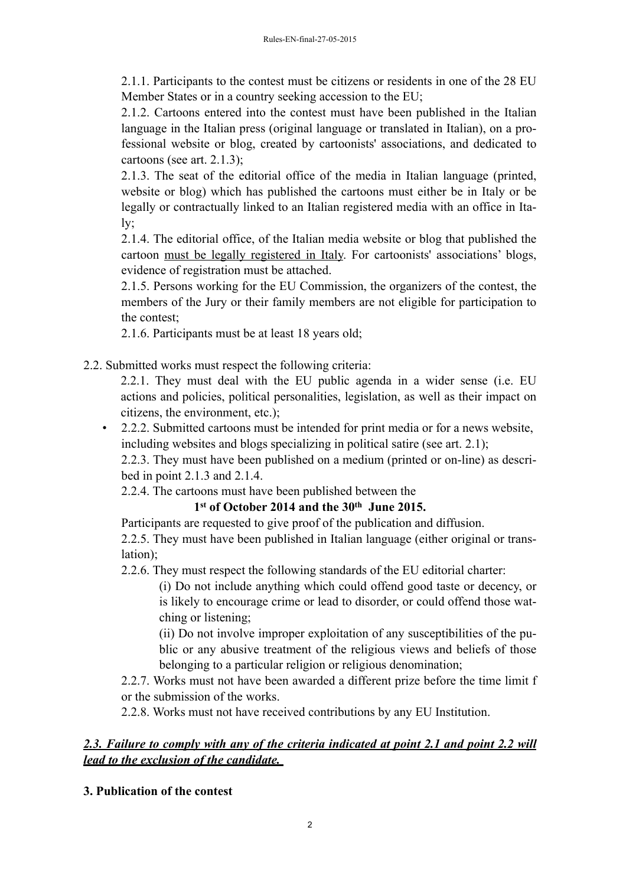2.1.1. Participants to the contest must be citizens or residents in one of the 28 EU Member States or in a country seeking accession to the EU;

2.1.2. Cartoons entered into the contest must have been published in the Italian language in the Italian press (original language or translated in Italian), on a professional website or blog, created by cartoonists' associations, and dedicated to cartoons (see art. 2.1.3);

2.1.3. The seat of the editorial office of the media in Italian language (printed, website or blog) which has published the cartoons must either be in Italy or be legally or contractually linked to an Italian registered media with an office in Italy;

2.1.4. The editorial office, of the Italian media website or blog that published the cartoon must be legally registered in Italy. For cartoonists' associations' blogs, evidence of registration must be attached.

2.1.5. Persons working for the EU Commission, the organizers of the contest, the members of the Jury or their family members are not eligible for participation to the contest;

2.1.6. Participants must be at least 18 years old;

2.2. Submitted works must respect the following criteria:

2.2.1. They must deal with the EU public agenda in a wider sense (i.e. EU actions and policies, political personalities, legislation, as well as their impact on citizens, the environment, etc.);

- 2.2.2. Submitted cartoons must be intended for print media or for a news website, including websites and blogs specializing in political satire (see art. 2.1);

2.2.3. They must have been published on a medium (printed or on-line) as described in point 2.1.3 and 2.1.4.

2.2.4. The cartoons must have been published between the

**1st of October 2014 and the 30th June 2015.**

Participants are requested to give proof of the publication and diffusion.

2.2.5. They must have been published in Italian language (either original or translation);

2.2.6. They must respect the following standards of the EU editorial charter:

(i) Do not include anything which could offend good taste or decency, or is likely to encourage crime or lead to disorder, or could offend those watching or listening;

(ii) Do not involve improper exploitation of any susceptibilities of the public or any abusive treatment of the religious views and beliefs of those belonging to a particular religion or religious denomination;

2.2.7. Works must not have been awarded a different prize before the time limit for the submission of the works.

2.2.8. Works must not have received contributions by any EU Institution.

***2.3. Failure to comply with any of the criteria indicated at point 2.1 and point 2.2 will lead to the exclusion of the candidate.***

## 3. Publication of the contest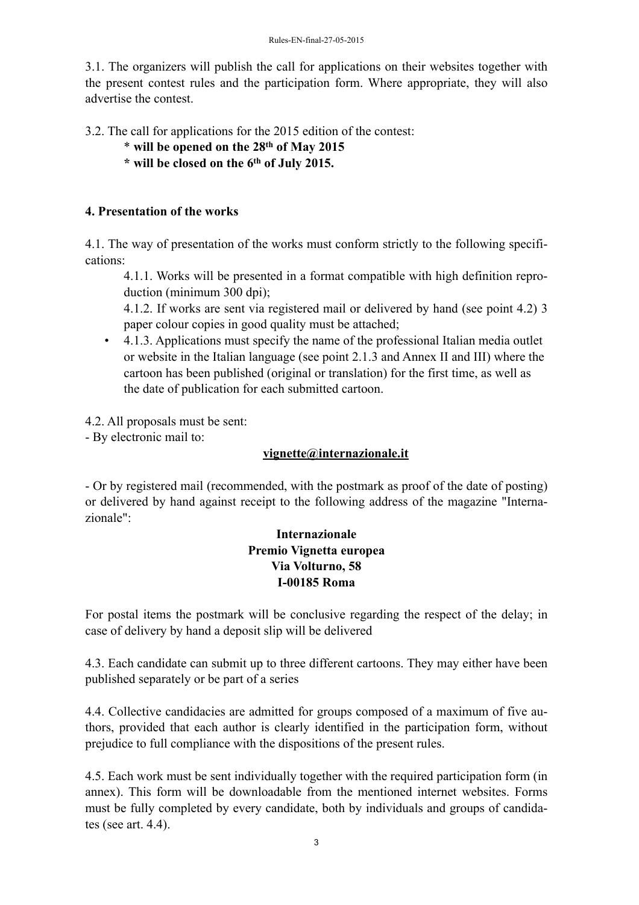3.1. The organizers will publish the call for applications on their websites together with the present contest rules and the participation form. Where appropriate, they will also advertise the contest.

3.2. The call for applications for the 2015 edition of the contest:

\* **will be opened on the 28th of May 2015**

**\* will be closed on the 6th of July 2015.**

## 4. Presentation of the works

4.1. The way of presentation of the works must conform strictly to the following specifications:

4.1.1. Works will be presented in a format compatible with high definition reproduction (minimum 300 dpi);

4.1.2. If works are sent via registered mail or delivered by hand (see point 4.2) 3 paper colour copies in good quality must be attached;

- 4.1.3. Applications must specify the name of the professional Italian media outlet or website in the Italian language (see point 2.1.3 and Annex II and III) where the cartoon has been published (original or translation) for the first time, as well as the date of publication for each submitted cartoon.

4.2. All proposals must be sent:

- By electronic mail to:

**vignette@internazionale.it**

- Or by registered mail (recommended, with the postmark as proof of the date of posting) or delivered by hand against receipt to the following address of the magazine "Internazionale":

**Internazionale**
**Premio Vignetta europea**
**Via Volturno, 58**
**I-00185 Roma**

For postal items the postmark will be conclusive regarding the respect of the delay; in case of delivery by hand a deposit slip will be delivered

4.3. Each candidate can submit up to three different cartoons. They may either have been published separately or be part of a series

4.4. Collective candidacies are admitted for groups composed of a maximum of five authors, provided that each author is clearly identified in the participation form, without prejudice to full compliance with the dispositions of the present rules.

4.5. Each work must be sent individually together with the required participation form (in annex). This form will be downloadable from the mentioned internet websites. Forms must be fully completed by every candidate, both by individuals and groups of candidates (see art. 4.4).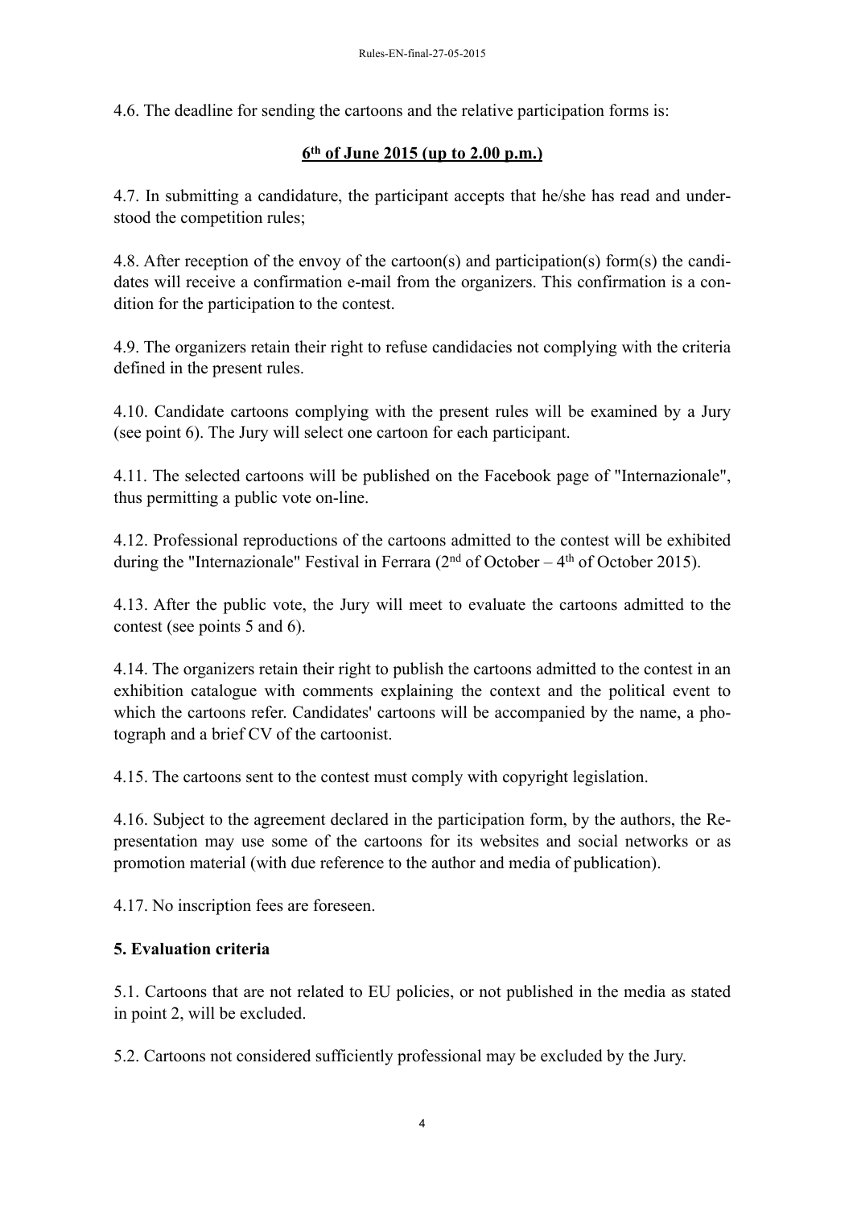4.6. The deadline for sending the cartoons and the relative participation forms is:

**<u>6th of June 2015 (up to 2.00 p.m.)</u>**

4.7. In submitting a candidature, the participant accepts that he/she has read and understood the competition rules;

4.8. After reception of the envoy of the cartoon(s) and participation(s) form(s) the candidates will receive a confirmation e-mail from the organizers. This confirmation is a condition for the participation to the contest.

4.9. The organizers retain their right to refuse candidacies not complying with the criteria defined in the present rules.

4.10. Candidate cartoons complying with the present rules will be examined by a Jury (see point 6). The Jury will select one cartoon for each participant.

4.11. The selected cartoons will be published on the Facebook page of "Internazionale", thus permitting a public vote on-line.

4.12. Professional reproductions of the cartoons admitted to the contest will be exhibited during the "Internazionale" Festival in Ferrara (2nd of October – 4th of October 2015).

4.13. After the public vote, the Jury will meet to evaluate the cartoons admitted to the contest (see points 5 and 6).

4.14. The organizers retain their right to publish the cartoons admitted to the contest in an exhibition catalogue with comments explaining the context and the political event to which the cartoons refer. Candidates' cartoons will be accompanied by the name, a photograph and a brief CV of the cartoonist.

4.15. The cartoons sent to the contest must comply with copyright legislation.

4.16. Subject to the agreement declared in the participation form, by the authors, the Representation may use some of the cartoons for its websites and social networks or as promotion material (with due reference to the author and media of publication).

4.17. No inscription fees are foreseen.

## 5. Evaluation criteria

5.1. Cartoons that are not related to EU policies, or not published in the media as stated in point 2, will be excluded.

5.2. Cartoons not considered sufficiently professional may be excluded by the Jury.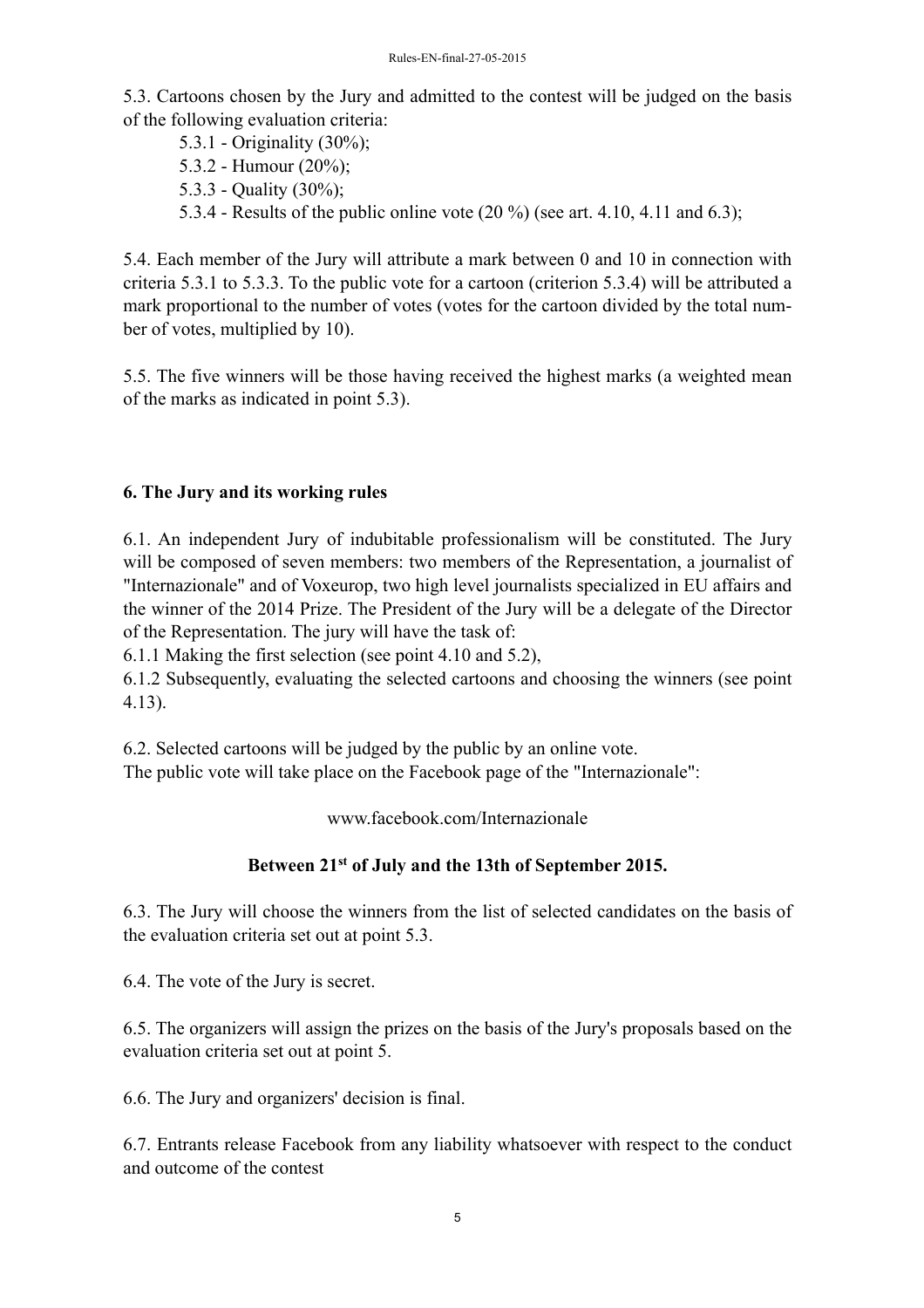5.3. Cartoons chosen by the Jury and admitted to the contest will be judged on the basis of the following evaluation criteria:

- 5.3.1 - Originality (30%);
- 5.3.2 - Humour (20%);
- 5.3.3 - Quality (30%);
- 5.3.4 - Results of the public online vote (20 %) (see art. 4.10, 4.11 and 6.3);

5.4. Each member of the Jury will attribute a mark between 0 and 10 in connection with criteria 5.3.1 to 5.3.3. To the public vote for a cartoon (criterion 5.3.4) will be attributed a mark proportional to the number of votes (votes for the cartoon divided by the total number of votes, multiplied by 10).

5.5. The five winners will be those having received the highest marks (a weighted mean of the marks as indicated in point 5.3).

## 6. The Jury and its working rules

6.1. An independent Jury of indubitable professionalism will be constituted. The Jury will be composed of seven members: two members of the Representation, a journalist of "Internazionale" and of Voxeurop, two high level journalists specialized in EU affairs and the winner of the 2014 Prize. The President of the Jury will be a delegate of the Director of the Representation. The jury will have the task of:

6.1.1 Making the first selection (see point 4.10 and 5.2),

6.1.2 Subsequently, evaluating the selected cartoons and choosing the winners (see point 4.13).

6.2. Selected cartoons will be judged by the public by an online vote.
The public vote will take place on the Facebook page of the "Internazionale":

www.facebook.com/Internazionale

**Between 21st of July and the 13th of September 2015.**

6.3. The Jury will choose the winners from the list of selected candidates on the basis of the evaluation criteria set out at point 5.3.

6.4. The vote of the Jury is secret.

6.5. The organizers will assign the prizes on the basis of the Jury's proposals based on the evaluation criteria set out at point 5.

6.6. The Jury and organizers' decision is final.

6.7. Entrants release Facebook from any liability whatsoever with respect to the conduct and outcome of the contest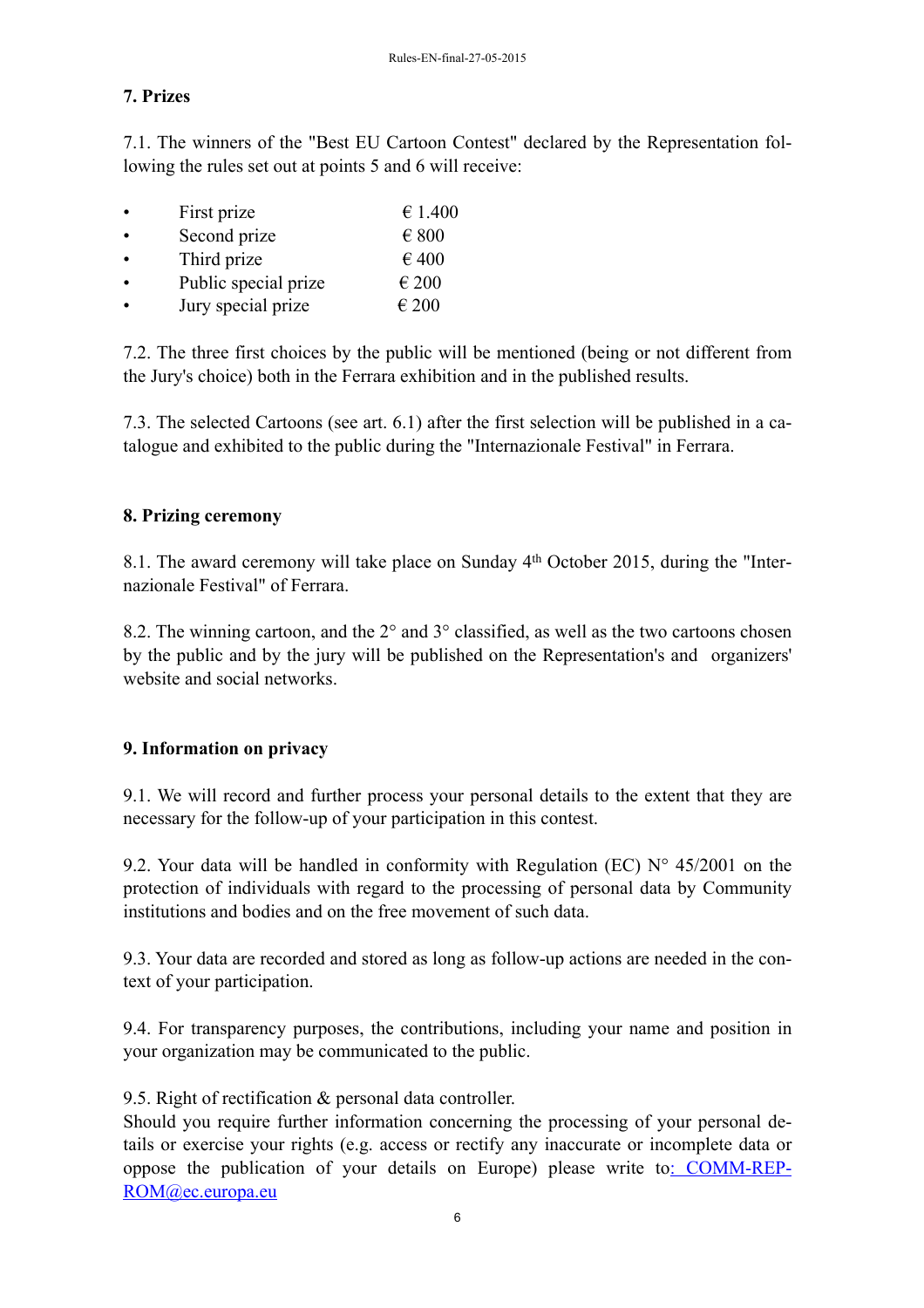## 7. Prizes

7.1. The winners of the "Best EU Cartoon Contest" declared by the Representation following the rules set out at points 5 and 6 will receive:

- First prize € 1.400
- Second prize € 800
- Third prize € 400
- Public special prize € 200
- Jury special prize € 200

7.2. The three first choices by the public will be mentioned (being or not different from the Jury's choice) both in the Ferrara exhibition and in the published results.

7.3. The selected Cartoons (see art. 6.1) after the first selection will be published in a catalogue and exhibited to the public during the "Internazionale Festival" in Ferrara.

## 8. Prizing ceremony

8.1. The award ceremony will take place on Sunday 4th October 2015, during the "Internazionale Festival" of Ferrara.

8.2. The winning cartoon, and the 2° and 3° classified, as well as the two cartoons chosen by the public and by the jury will be published on the Representation's and organizers' website and social networks.

## 9. Information on privacy

9.1. We will record and further process your personal details to the extent that they are necessary for the follow-up of your participation in this contest.

9.2. Your data will be handled in conformity with Regulation (EC) N° 45/2001 on the protection of individuals with regard to the processing of personal data by Community institutions and bodies and on the free movement of such data.

9.3. Your data are recorded and stored as long as follow-up actions are needed in the context of your participation.

9.4. For transparency purposes, the contributions, including your name and position in your organization may be communicated to the public.

9.5. Right of rectification & personal data controller.
Should you require further information concerning the processing of your personal details or exercise your rights (e.g. access or rectify any inaccurate or incomplete data or oppose the publication of your details on Europe) please write to: COMM-REP-ROM@ec.europa.eu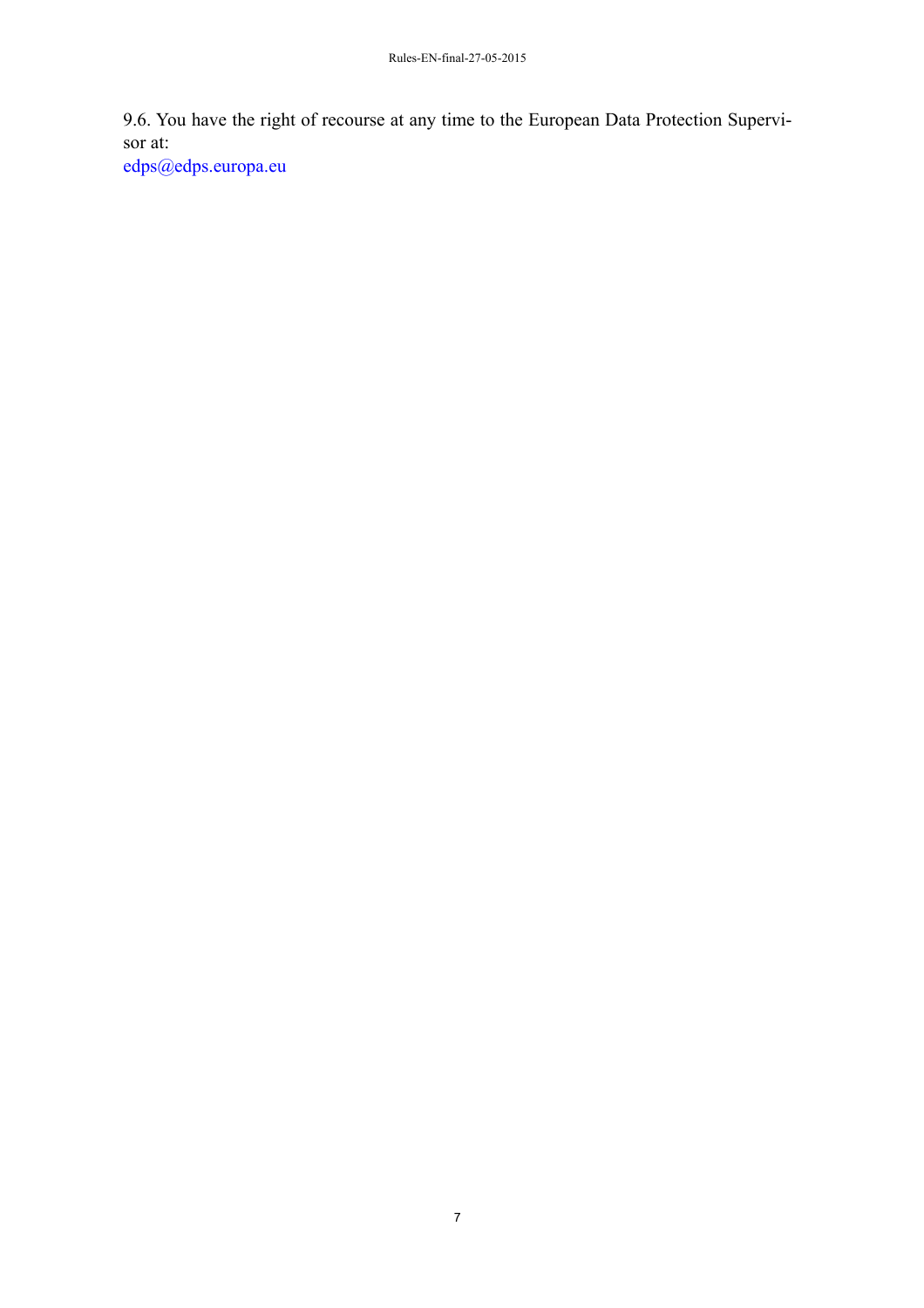9.6. You have the right of recourse at any time to the European Data Protection Supervisor at:
edps@edps.europa.eu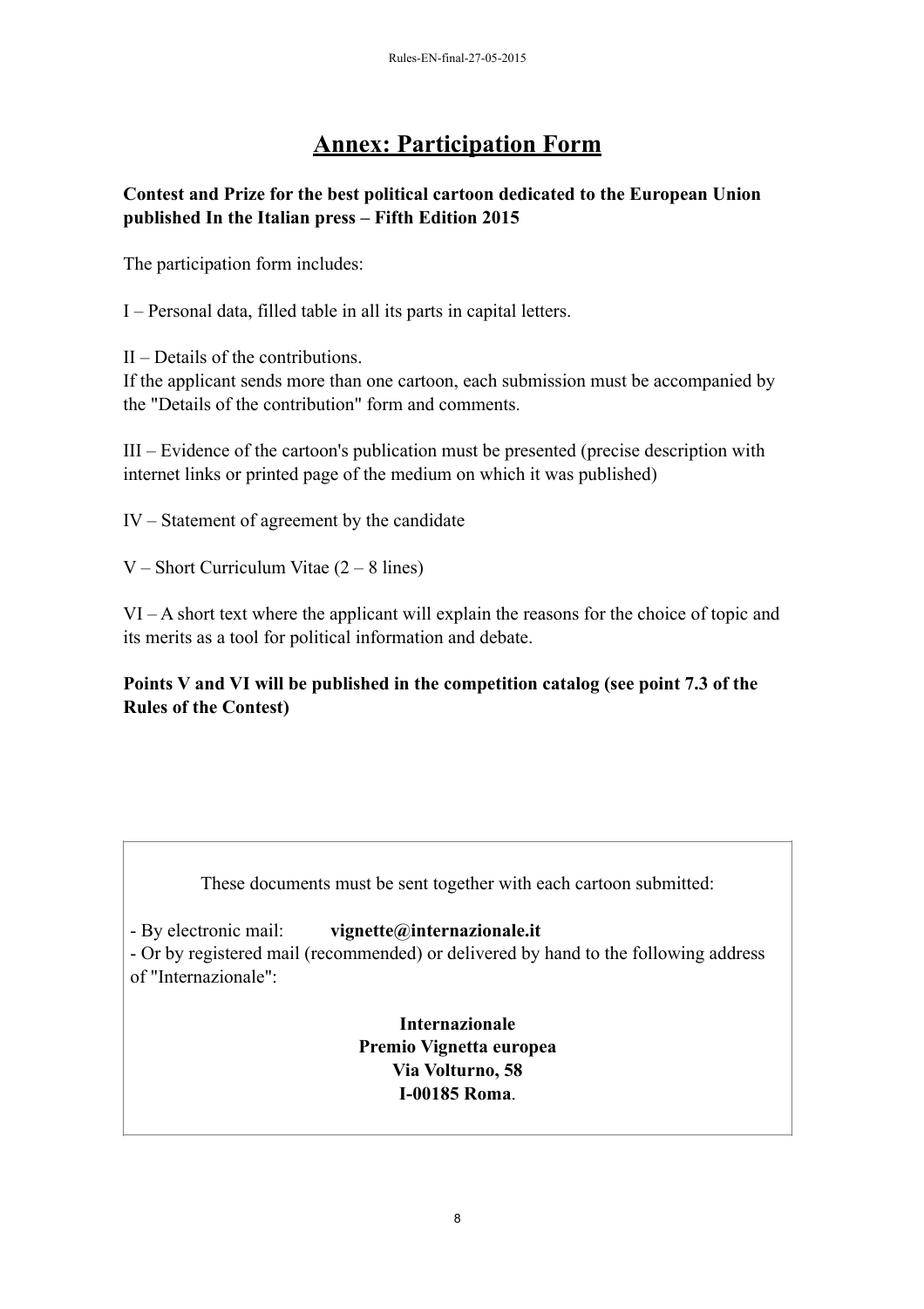# Annex: Participation Form

**Contest and Prize for the best political cartoon dedicated to the European Union published In the Italian press – Fifth Edition 2015**

The participation form includes:

I – Personal data, filled table in all its parts in capital letters.

II – Details of the contributions.
If the applicant sends more than one cartoon, each submission must be accompanied by the "Details of the contribution" form and comments.

III – Evidence of the cartoon's publication must be presented (precise description with internet links or printed page of the medium on which it was published)

IV – Statement of agreement by the candidate

V – Short Curriculum Vitae (2 – 8 lines)

VI – A short text where the applicant will explain the reasons for the choice of topic and its merits as a tool for political information and debate.

**Points V and VI will be published in the competition catalog (see point 7.3 of the Rules of the Contest)**

These documents must be sent together with each cartoon submitted:

- By electronic mail: **vignette@internazionale.it**
- Or by registered mail (recommended) or delivered by hand to the following address of "Internazionale":

**Internazionale**
**Premio Vignetta europea**
**Via Volturno, 58**
**I-00185 Roma**.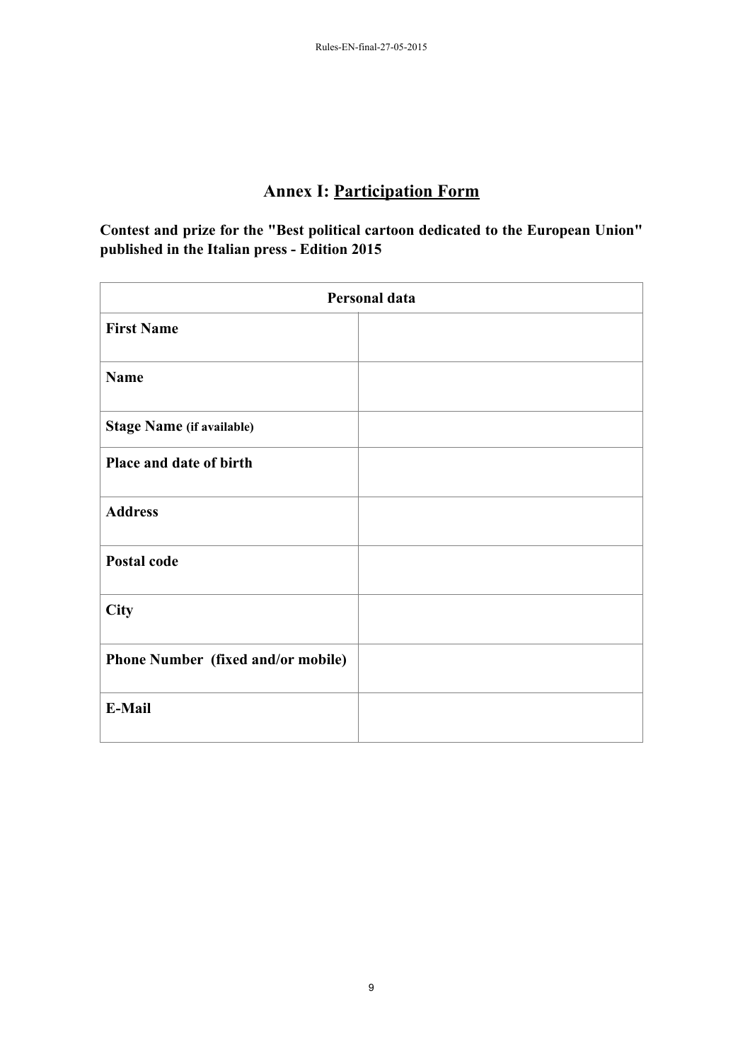## Annex I: Participation Form

**Contest and prize for the "Best political cartoon dedicated to the European Union" published in the Italian press - Edition 2015**

| Personal data | |
|---|---|
| **First Name** | |
| **Name** | |
| **Stage Name (if available)** | |
| **Place and date of birth** | |
| **Address** | |
| **Postal code** | |
| **City** | |
| **Phone Number (fixed and/or mobile)** | |
| **E-Mail** | |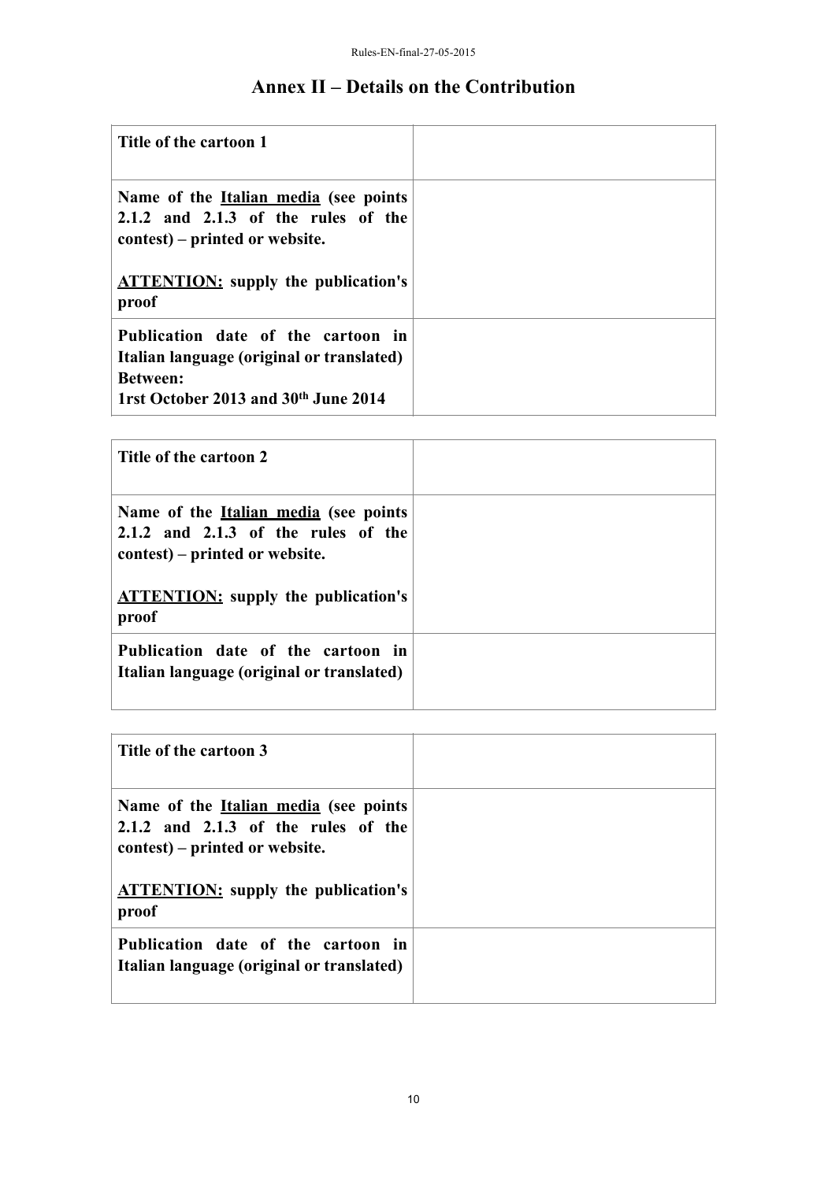# Annex II – Details on the Contribution

| **Title of the cartoon 1** | |
|---|---|
| **Name of the <u>Italian media</u> (see points 2.1.2 and 2.1.3 of the rules of the contest) – printed or website.**<br><br>**<u>ATTENTION:</u> supply the publication's proof** | |
| **Publication date of the cartoon in Italian language (original or translated) Between:**<br>**1rst October 2013 and 30th June 2014** | |

| **Title of the cartoon 2** | |
|---|---|
| **Name of the <u>Italian media</u> (see points 2.1.2 and 2.1.3 of the rules of the contest) – printed or website.**<br><br>**<u>ATTENTION:</u> supply the publication's proof** | |
| **Publication date of the cartoon in Italian language (original or translated)** | |

| **Title of the cartoon 3** | |
|---|---|
| **Name of the <u>Italian media</u> (see points 2.1.2 and 2.1.3 of the rules of the contest) – printed or website.**<br><br>**<u>ATTENTION:</u> supply the publication's proof** | |
| **Publication date of the cartoon in Italian language (original or translated)** | |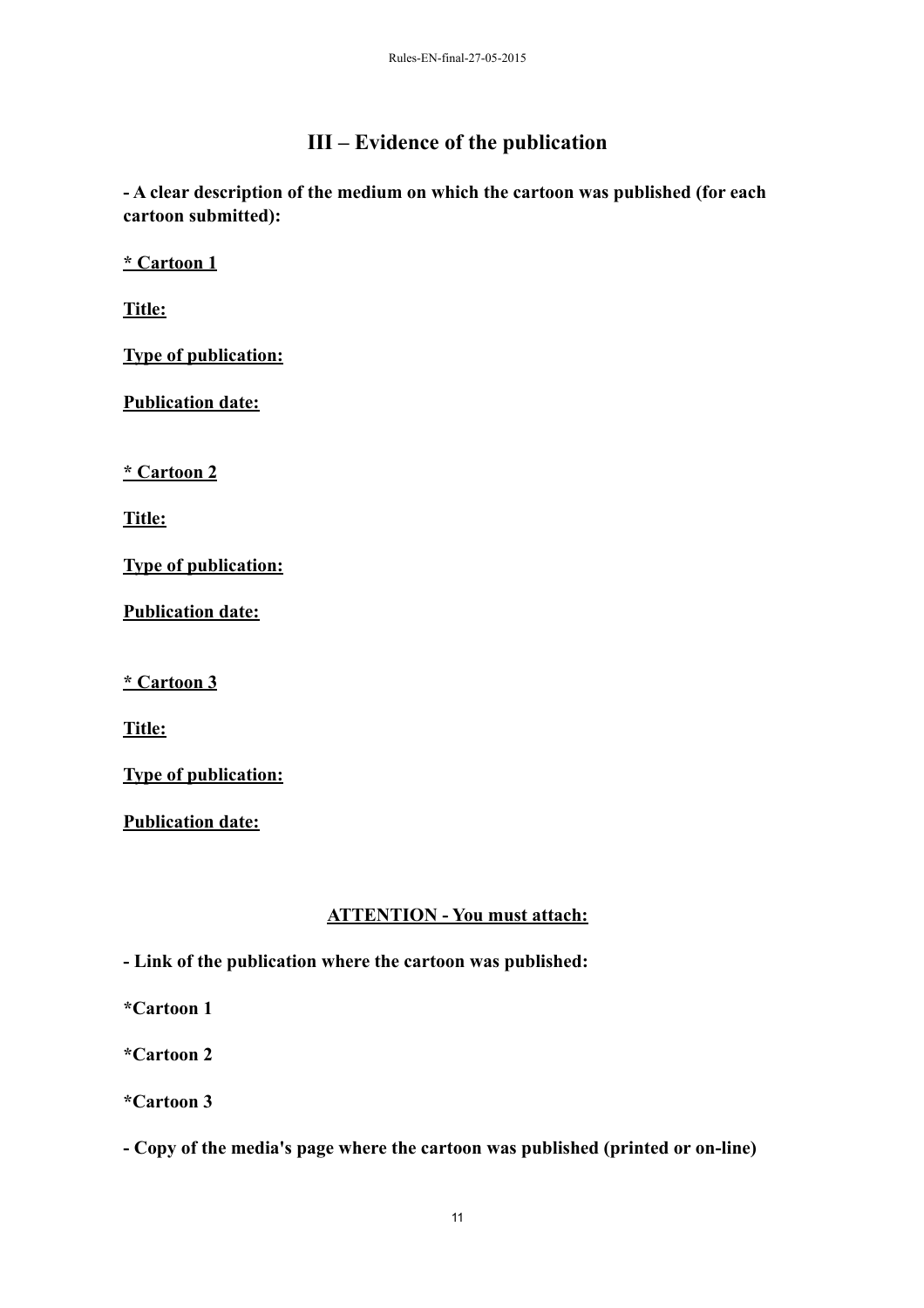## III – Evidence of the publication

**- A clear description of the medium on which the cartoon was published (for each cartoon submitted):**

**<u>* Cartoon 1</u>**

**<u>Title:</u>**

**<u>Type of publication:</u>**

**<u>Publication date:</u>**

**<u>* Cartoon 2</u>**

**<u>Title:</u>**

**<u>Type of publication:</u>**

**<u>Publication date:</u>**

**<u>* Cartoon 3</u>**

**<u>Title:</u>**

**<u>Type of publication:</u>**

**<u>Publication date:</u>**

**<u>ATTENTION - You must attach:</u>**

**- Link of the publication where the cartoon was published:**

***Cartoon 1**

***Cartoon 2**

***Cartoon 3**

**- Copy of the media's page where the cartoon was published (printed or on-line)**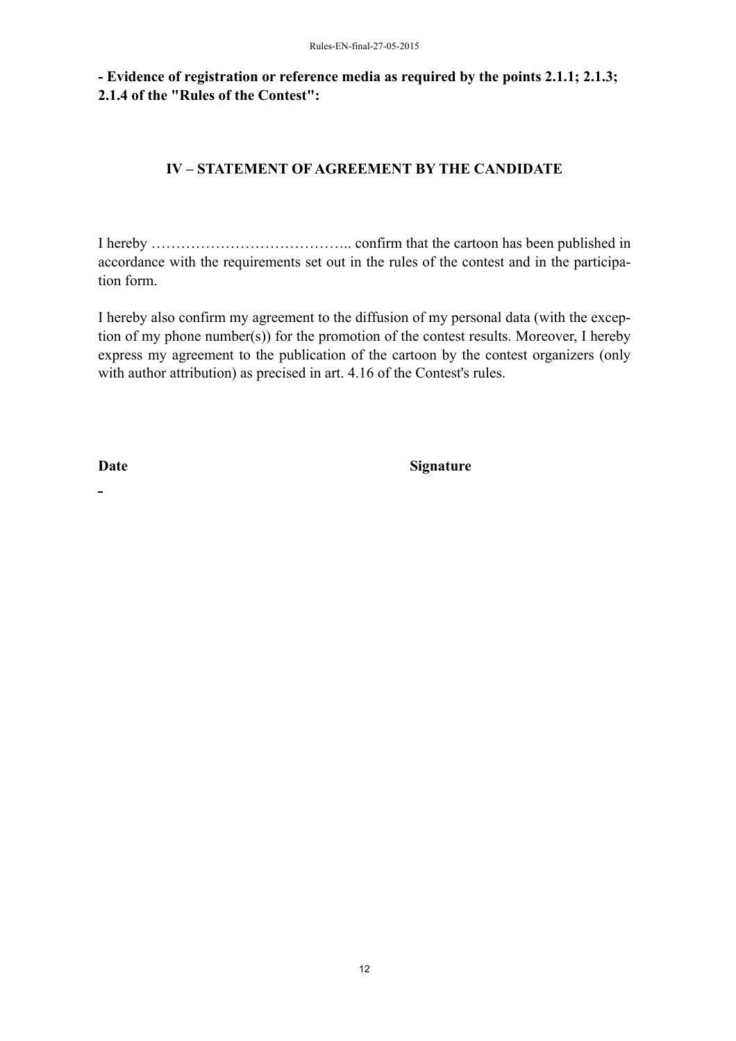**- Evidence of registration or reference media as required by the points 2.1.1; 2.1.3; 2.1.4 of the "Rules of the Contest":**

## IV – STATEMENT OF AGREEMENT BY THE CANDIDATE

I hereby ………………………………….. confirm that the cartoon has been published in accordance with the requirements set out in the rules of the contest and in the participation form.

I hereby also confirm my agreement to the diffusion of my personal data (with the exception of my phone number(s)) for the promotion of the contest results. Moreover, I hereby express my agreement to the publication of the cartoon by the contest organizers (only with author attribution) as precised in art. 4.16 of the Contest's rules.

**Date** **Signature**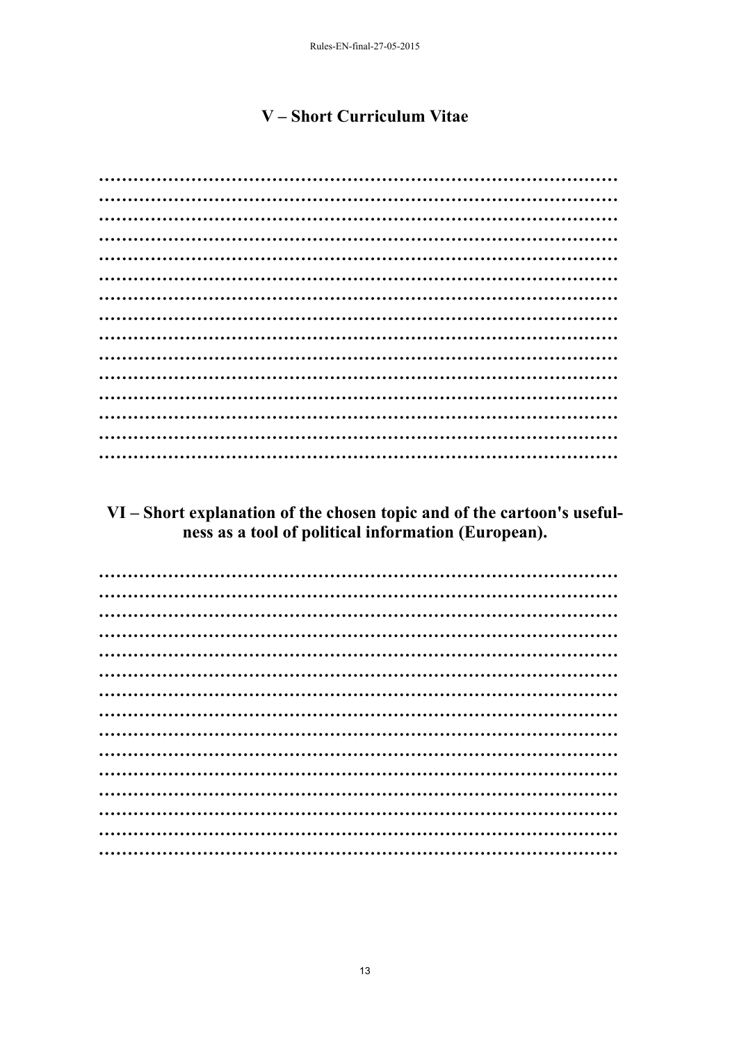## V – Short Curriculum Vitae

……………………………………………………………………………
……………………………………………………………………………
……………………………………………………………………………
……………………………………………………………………………
……………………………………………………………………………
……………………………………………………………………………
……………………………………………………………………………
……………………………………………………………………………
……………………………………………………………………………
……………………………………………………………………………
……………………………………………………………………………
……………………………………………………………………………
……………………………………………………………………………
……………………………………………………………………………
……………………………………………………………………………

## VI – Short explanation of the chosen topic and of the cartoon's usefulness as a tool of political information (European).

……………………………………………………………………………
……………………………………………………………………………
……………………………………………………………………………
……………………………………………………………………………
……………………………………………………………………………
……………………………………………………………………………
……………………………………………………………………………
……………………………………………………………………………
……………………………………………………………………………
……………………………………………………………………………
……………………………………………………………………………
……………………………………………………………………………
……………………………………………………………………………
……………………………………………………………………………
……………………………………………………………………………